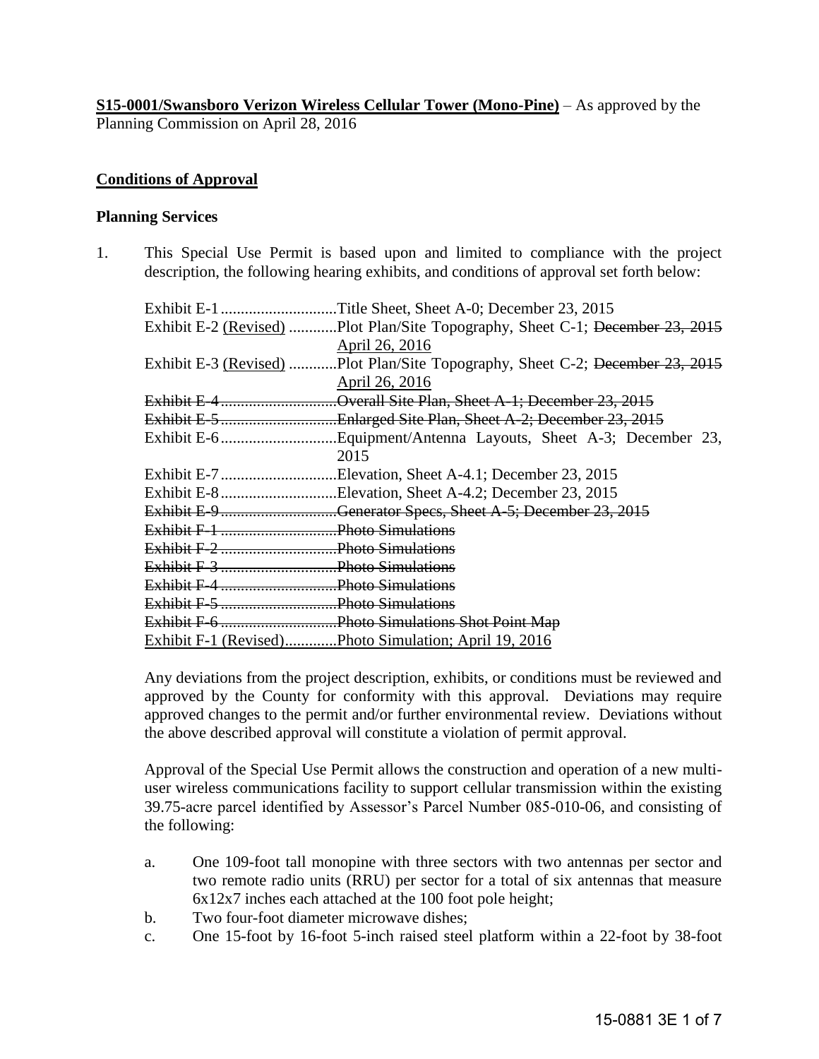**S15-0001/Swansboro Verizon Wireless Cellular Tower (Mono-Pine)** – As approved by the Planning Commission on April 28, 2016

## Conditions of Approval

### Planning Services

1. This Special Use Permit is based upon and limited to compliance with the project description, the following hearing exhibits, and conditions of approval set forth below:

   Exhibit E-1 ............................Title Sheet, Sheet A-0; December 23, 2015
   Exhibit E-2 <u>(Revised)</u> ............Plot Plan/Site Topography, Sheet C-1; ~~December 23, 2015~~ <u>April 26, 2016</u>
   Exhibit E-3 <u>(Revised)</u> ............Plot Plan/Site Topography, Sheet C-2; ~~December 23, 2015~~ <u>April 26, 2016</u>
   ~~Exhibit E-4 ............................Overall Site Plan, Sheet A-1; December 23, 2015~~
   ~~Exhibit E-5 ............................Enlarged Site Plan, Sheet A-2; December 23, 2015~~
   Exhibit E-6 ............................Equipment/Antenna Layouts, Sheet A-3; December 23, 2015
   Exhibit E-7 ............................Elevation, Sheet A-4.1; December 23, 2015
   Exhibit E-8 ............................Elevation, Sheet A-4.2; December 23, 2015
   ~~Exhibit E-9 ............................Generator Specs, Sheet A-5; December 23, 2015~~
   ~~Exhibit F-1 ............................Photo Simulations~~
   ~~Exhibit F-2 ............................Photo Simulations~~
   ~~Exhibit F-3 ............................Photo Simulations~~
   ~~Exhibit F-4 ............................Photo Simulations~~
   ~~Exhibit F-5 ............................Photo Simulations~~
   ~~Exhibit F-6 ............................Photo Simulations Shot Point Map~~
   <u>Exhibit F-1 (Revised).............Photo Simulation; April 19, 2016</u>

   Any deviations from the project description, exhibits, or conditions must be reviewed and approved by the County for conformity with this approval. Deviations may require approved changes to the permit and/or further environmental review. Deviations without the above described approval will constitute a violation of permit approval.

   Approval of the Special Use Permit allows the construction and operation of a new multi-user wireless communications facility to support cellular transmission within the existing 39.75-acre parcel identified by Assessor's Parcel Number 085-010-06, and consisting of the following:

   a. One 109-foot tall monopine with three sectors with two antennas per sector and two remote radio units (RRU) per sector for a total of six antennas that measure 6x12x7 inches each attached at the 100 foot pole height;
   b. Two four-foot diameter microwave dishes;
   c. One 15-foot by 16-foot 5-inch raised steel platform within a 22-foot by 38-foot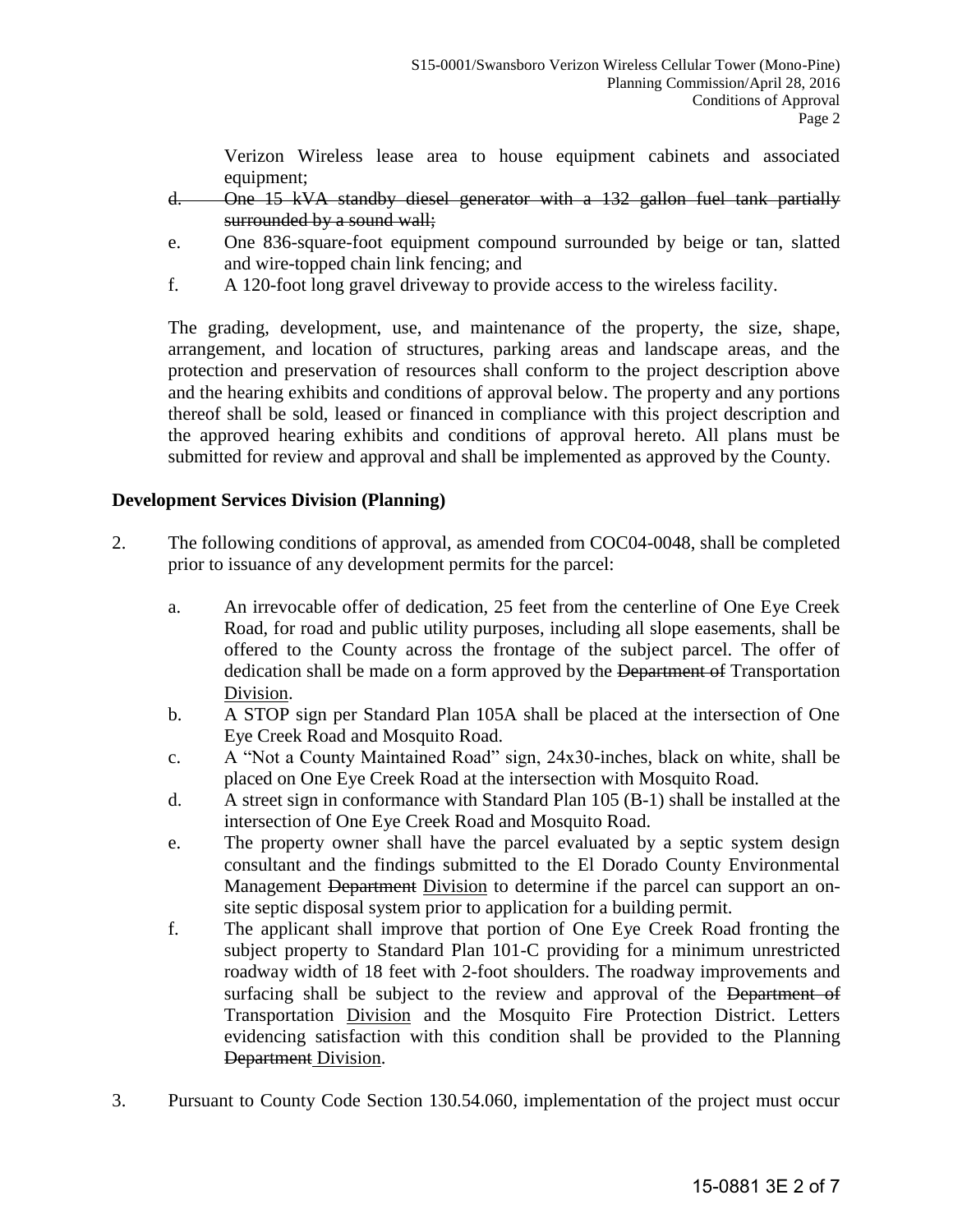Verizon Wireless lease area to house equipment cabinets and associated equipment;

d. ~~One 15 kVA standby diesel generator with a 132 gallon fuel tank partially surrounded by a sound wall;~~

e. One 836-square-foot equipment compound surrounded by beige or tan, slatted and wire-topped chain link fencing; and

f. A 120-foot long gravel driveway to provide access to the wireless facility.

The grading, development, use, and maintenance of the property, the size, shape, arrangement, and location of structures, parking areas and landscape areas, and the protection and preservation of resources shall conform to the project description above and the hearing exhibits and conditions of approval below. The property and any portions thereof shall be sold, leased or financed in compliance with this project description and the approved hearing exhibits and conditions of approval hereto. All plans must be submitted for review and approval and shall be implemented as approved by the County.

**Development Services Division (Planning)**

2. The following conditions of approval, as amended from COC04-0048, shall be completed prior to issuance of any development permits for the parcel:

   a. An irrevocable offer of dedication, 25 feet from the centerline of One Eye Creek Road, for road and public utility purposes, including all slope easements, shall be offered to the County across the frontage of the subject parcel. The offer of dedication shall be made on a form approved by the ~~Department of~~ Transportation <u>Division</u>.

   b. A STOP sign per Standard Plan 105A shall be placed at the intersection of One Eye Creek Road and Mosquito Road.

   c. A "Not a County Maintained Road" sign, 24x30-inches, black on white, shall be placed on One Eye Creek Road at the intersection with Mosquito Road.

   d. A street sign in conformance with Standard Plan 105 (B-1) shall be installed at the intersection of One Eye Creek Road and Mosquito Road.

   e. The property owner shall have the parcel evaluated by a septic system design consultant and the findings submitted to the El Dorado County Environmental Management ~~Department~~ <u>Division</u> to determine if the parcel can support an on-site septic disposal system prior to application for a building permit.

   f. The applicant shall improve that portion of One Eye Creek Road fronting the subject property to Standard Plan 101-C providing for a minimum unrestricted roadway width of 18 feet with 2-foot shoulders. The roadway improvements and surfacing shall be subject to the review and approval of the ~~Department of~~ Transportation <u>Division</u> and the Mosquito Fire Protection District. Letters evidencing satisfaction with this condition shall be provided to the Planning ~~Department~~ <u>Division</u>.

3. Pursuant to County Code Section 130.54.060, implementation of the project must occur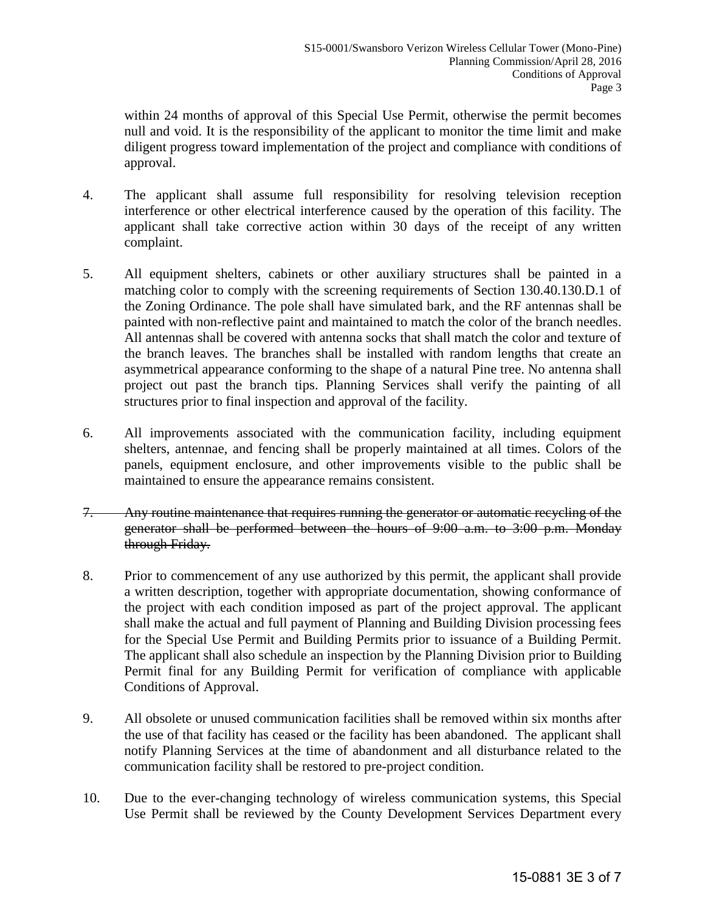within 24 months of approval of this Special Use Permit, otherwise the permit becomes null and void. It is the responsibility of the applicant to monitor the time limit and make diligent progress toward implementation of the project and compliance with conditions of approval.

4. The applicant shall assume full responsibility for resolving television reception interference or other electrical interference caused by the operation of this facility. The applicant shall take corrective action within 30 days of the receipt of any written complaint.

5. All equipment shelters, cabinets or other auxiliary structures shall be painted in a matching color to comply with the screening requirements of Section 130.40.130.D.1 of the Zoning Ordinance. The pole shall have simulated bark, and the RF antennas shall be painted with non-reflective paint and maintained to match the color of the branch needles. All antennas shall be covered with antenna socks that shall match the color and texture of the branch leaves. The branches shall be installed with random lengths that create an asymmetrical appearance conforming to the shape of a natural Pine tree. No antenna shall project out past the branch tips. Planning Services shall verify the painting of all structures prior to final inspection and approval of the facility.

6. All improvements associated with the communication facility, including equipment shelters, antennae, and fencing shall be properly maintained at all times. Colors of the panels, equipment enclosure, and other improvements visible to the public shall be maintained to ensure the appearance remains consistent.

7. ~~Any routine maintenance that requires running the generator or automatic recycling of the generator shall be performed between the hours of 9:00 a.m. to 3:00 p.m. Monday through Friday.~~

8. Prior to commencement of any use authorized by this permit, the applicant shall provide a written description, together with appropriate documentation, showing conformance of the project with each condition imposed as part of the project approval. The applicant shall make the actual and full payment of Planning and Building Division processing fees for the Special Use Permit and Building Permits prior to issuance of a Building Permit. The applicant shall also schedule an inspection by the Planning Division prior to Building Permit final for any Building Permit for verification of compliance with applicable Conditions of Approval.

9. All obsolete or unused communication facilities shall be removed within six months after the use of that facility has ceased or the facility has been abandoned. The applicant shall notify Planning Services at the time of abandonment and all disturbance related to the communication facility shall be restored to pre-project condition.

10. Due to the ever-changing technology of wireless communication systems, this Special Use Permit shall be reviewed by the County Development Services Department every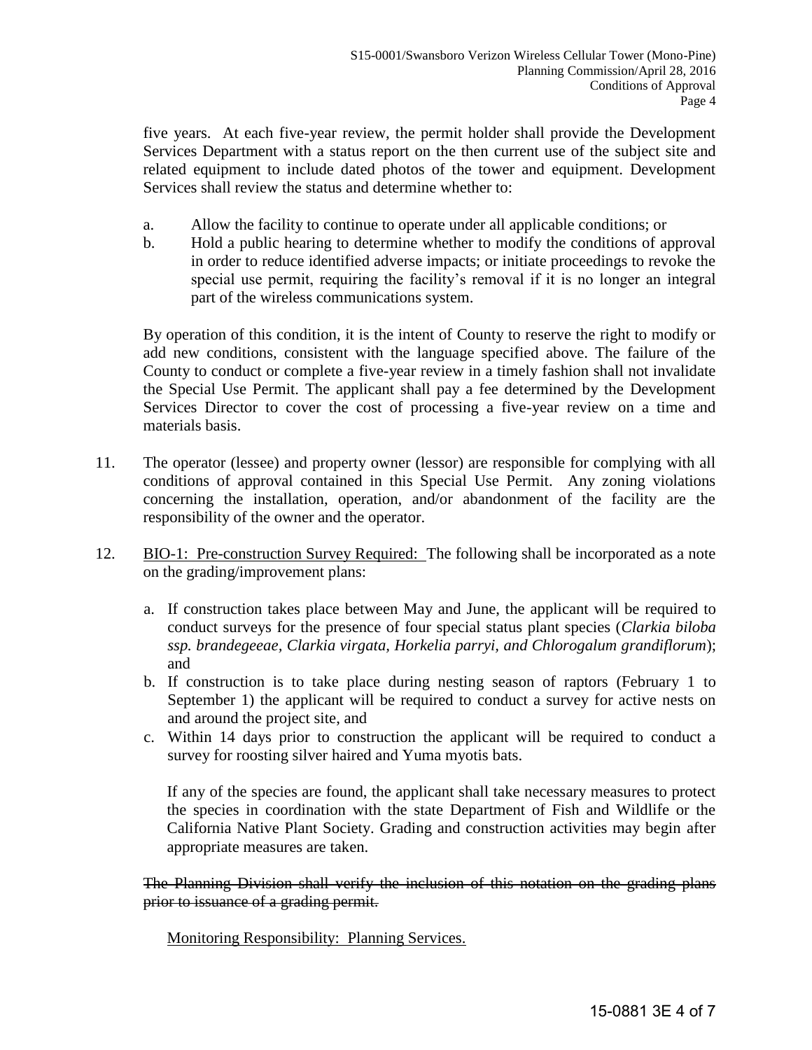five years. At each five-year review, the permit holder shall provide the Development Services Department with a status report on the then current use of the subject site and related equipment to include dated photos of the tower and equipment. Development Services shall review the status and determine whether to:

a. Allow the facility to continue to operate under all applicable conditions; or
b. Hold a public hearing to determine whether to modify the conditions of approval in order to reduce identified adverse impacts; or initiate proceedings to revoke the special use permit, requiring the facility's removal if it is no longer an integral part of the wireless communications system.

By operation of this condition, it is the intent of County to reserve the right to modify or add new conditions, consistent with the language specified above. The failure of the County to conduct or complete a five-year review in a timely fashion shall not invalidate the Special Use Permit. The applicant shall pay a fee determined by the Development Services Director to cover the cost of processing a five-year review on a time and materials basis.

11. The operator (lessee) and property owner (lessor) are responsible for complying with all conditions of approval contained in this Special Use Permit. Any zoning violations concerning the installation, operation, and/or abandonment of the facility are the responsibility of the owner and the operator.

12. <u>BIO-1: Pre-construction Survey Required:</u> The following shall be incorporated as a note on the grading/improvement plans:

    a. If construction takes place between May and June, the applicant will be required to conduct surveys for the presence of four special status plant species (*Clarkia biloba ssp. brandegeeae, Clarkia virgata, Horkelia parryi, and Chlorogalum grandiflorum*); and
    b. If construction is to take place during nesting season of raptors (February 1 to September 1) the applicant will be required to conduct a survey for active nests on and around the project site, and
    c. Within 14 days prior to construction the applicant will be required to conduct a survey for roosting silver haired and Yuma myotis bats.

    If any of the species are found, the applicant shall take necessary measures to protect the species in coordination with the state Department of Fish and Wildlife or the California Native Plant Society. Grading and construction activities may begin after appropriate measures are taken.

~~The Planning Division shall verify the inclusion of this notation on the grading plans prior to issuance of a grading permit.~~

<u>Monitoring Responsibility: Planning Services.</u>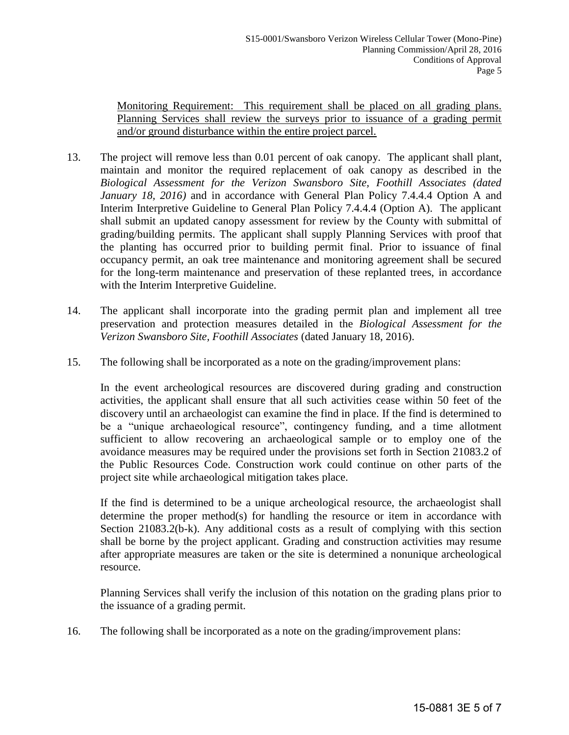Monitoring Requirement: This requirement shall be placed on all grading plans. Planning Services shall review the surveys prior to issuance of a grading permit and/or ground disturbance within the entire project parcel.

13. The project will remove less than 0.01 percent of oak canopy. The applicant shall plant, maintain and monitor the required replacement of oak canopy as described in the *Biological Assessment for the Verizon Swansboro Site, Foothill Associates (dated January 18, 2016)* and in accordance with General Plan Policy 7.4.4.4 Option A and Interim Interpretive Guideline to General Plan Policy 7.4.4.4 (Option A). The applicant shall submit an updated canopy assessment for review by the County with submittal of grading/building permits. The applicant shall supply Planning Services with proof that the planting has occurred prior to building permit final. Prior to issuance of final occupancy permit, an oak tree maintenance and monitoring agreement shall be secured for the long-term maintenance and preservation of these replanted trees, in accordance with the Interim Interpretive Guideline.

14. The applicant shall incorporate into the grading permit plan and implement all tree preservation and protection measures detailed in the *Biological Assessment for the Verizon Swansboro Site, Foothill Associates* (dated January 18, 2016).

15. The following shall be incorporated as a note on the grading/improvement plans:

    In the event archeological resources are discovered during grading and construction activities, the applicant shall ensure that all such activities cease within 50 feet of the discovery until an archaeologist can examine the find in place. If the find is determined to be a "unique archaeological resource", contingency funding, and a time allotment sufficient to allow recovering an archaeological sample or to employ one of the avoidance measures may be required under the provisions set forth in Section 21083.2 of the Public Resources Code. Construction work could continue on other parts of the project site while archaeological mitigation takes place.

    If the find is determined to be a unique archeological resource, the archaeologist shall determine the proper method(s) for handling the resource or item in accordance with Section 21083.2(b-k). Any additional costs as a result of complying with this section shall be borne by the project applicant. Grading and construction activities may resume after appropriate measures are taken or the site is determined a nonunique archeological resource.

    Planning Services shall verify the inclusion of this notation on the grading plans prior to the issuance of a grading permit.

16. The following shall be incorporated as a note on the grading/improvement plans: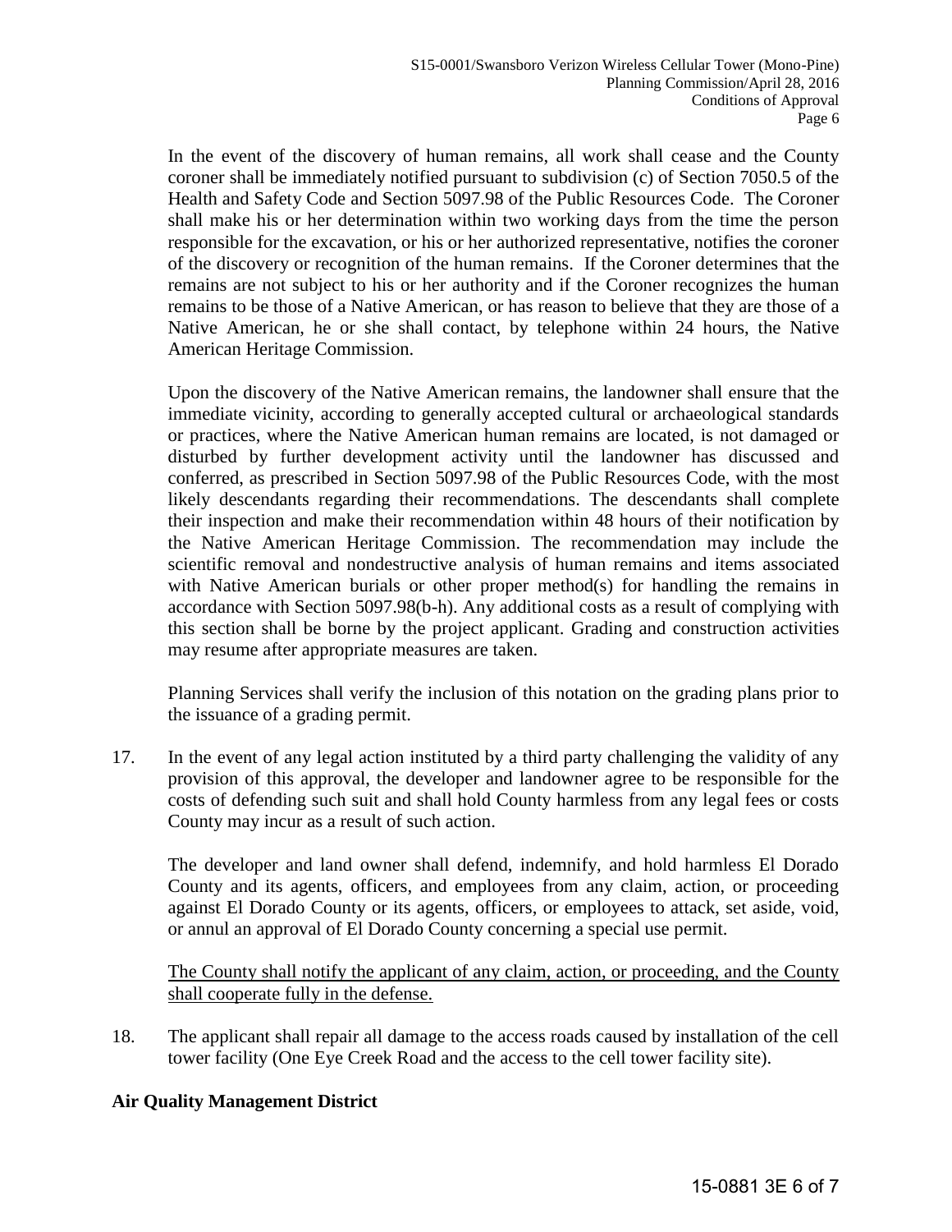In the event of the discovery of human remains, all work shall cease and the County coroner shall be immediately notified pursuant to subdivision (c) of Section 7050.5 of the Health and Safety Code and Section 5097.98 of the Public Resources Code. The Coroner shall make his or her determination within two working days from the time the person responsible for the excavation, or his or her authorized representative, notifies the coroner of the discovery or recognition of the human remains. If the Coroner determines that the remains are not subject to his or her authority and if the Coroner recognizes the human remains to be those of a Native American, or has reason to believe that they are those of a Native American, he or she shall contact, by telephone within 24 hours, the Native American Heritage Commission.

Upon the discovery of the Native American remains, the landowner shall ensure that the immediate vicinity, according to generally accepted cultural or archaeological standards or practices, where the Native American human remains are located, is not damaged or disturbed by further development activity until the landowner has discussed and conferred, as prescribed in Section 5097.98 of the Public Resources Code, with the most likely descendants regarding their recommendations. The descendants shall complete their inspection and make their recommendation within 48 hours of their notification by the Native American Heritage Commission. The recommendation may include the scientific removal and nondestructive analysis of human remains and items associated with Native American burials or other proper method(s) for handling the remains in accordance with Section 5097.98(b-h). Any additional costs as a result of complying with this section shall be borne by the project applicant. Grading and construction activities may resume after appropriate measures are taken.

Planning Services shall verify the inclusion of this notation on the grading plans prior to the issuance of a grading permit.

17. In the event of any legal action instituted by a third party challenging the validity of any provision of this approval, the developer and landowner agree to be responsible for the costs of defending such suit and shall hold County harmless from any legal fees or costs County may incur as a result of such action.

    The developer and land owner shall defend, indemnify, and hold harmless El Dorado County and its agents, officers, and employees from any claim, action, or proceeding against El Dorado County or its agents, officers, or employees to attack, set aside, void, or annul an approval of El Dorado County concerning a special use permit.

    <u>The County shall notify the applicant of any claim, action, or proceeding, and the County shall cooperate fully in the defense.</u>

18. The applicant shall repair all damage to the access roads caused by installation of the cell tower facility (One Eye Creek Road and the access to the cell tower facility site).

**Air Quality Management District**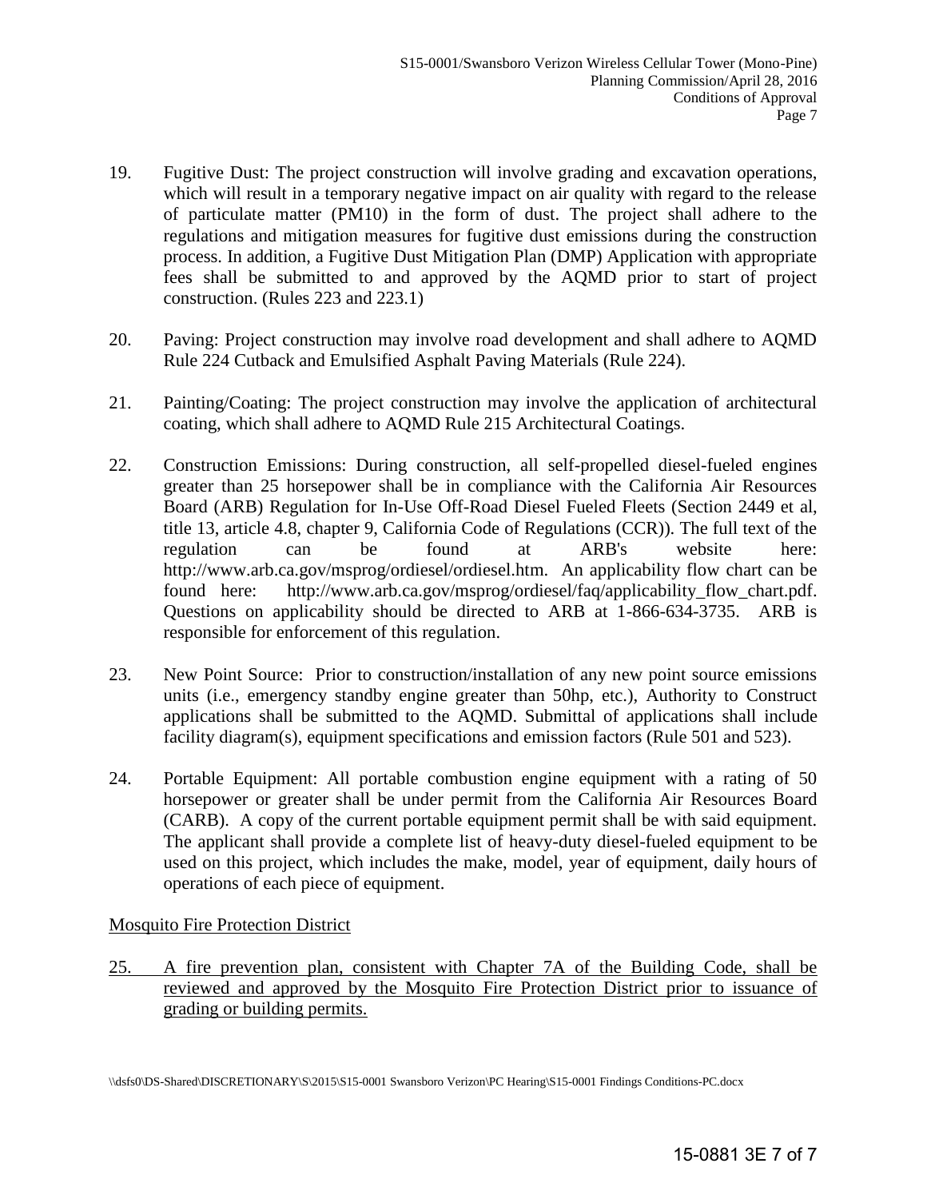19. Fugitive Dust: The project construction will involve grading and excavation operations, which will result in a temporary negative impact on air quality with regard to the release of particulate matter (PM10) in the form of dust. The project shall adhere to the regulations and mitigation measures for fugitive dust emissions during the construction process. In addition, a Fugitive Dust Mitigation Plan (DMP) Application with appropriate fees shall be submitted to and approved by the AQMD prior to start of project construction. (Rules 223 and 223.1)

20. Paving: Project construction may involve road development and shall adhere to AQMD Rule 224 Cutback and Emulsified Asphalt Paving Materials (Rule 224).

21. Painting/Coating: The project construction may involve the application of architectural coating, which shall adhere to AQMD Rule 215 Architectural Coatings.

22. Construction Emissions: During construction, all self-propelled diesel-fueled engines greater than 25 horsepower shall be in compliance with the California Air Resources Board (ARB) Regulation for In-Use Off-Road Diesel Fueled Fleets (Section 2449 et al, title 13, article 4.8, chapter 9, California Code of Regulations (CCR)). The full text of the regulation can be found at ARB's website here: http://www.arb.ca.gov/msprog/ordiesel/ordiesel.htm. An applicability flow chart can be found here: http://www.arb.ca.gov/msprog/ordiesel/faq/applicability_flow_chart.pdf. Questions on applicability should be directed to ARB at 1-866-634-3735. ARB is responsible for enforcement of this regulation.

23. New Point Source: Prior to construction/installation of any new point source emissions units (i.e., emergency standby engine greater than 50hp, etc.), Authority to Construct applications shall be submitted to the AQMD. Submittal of applications shall include facility diagram(s), equipment specifications and emission factors (Rule 501 and 523).

24. Portable Equipment: All portable combustion engine equipment with a rating of 50 horsepower or greater shall be under permit from the California Air Resources Board (CARB). A copy of the current portable equipment permit shall be with said equipment. The applicant shall provide a complete list of heavy-duty diesel-fueled equipment to be used on this project, which includes the make, model, year of equipment, daily hours of operations of each piece of equipment.

<u>Mosquito Fire Protection District</u>

<u>25. A fire prevention plan, consistent with Chapter 7A of the Building Code, shall be reviewed and approved by the Mosquito Fire Protection District prior to issuance of grading or building permits.</u>

\\dsfs0\DS-Shared\DISCRETIONARY\S\2015\S15-0001 Swansboro Verizon\PC Hearing\S15-0001 Findings Conditions-PC.docx